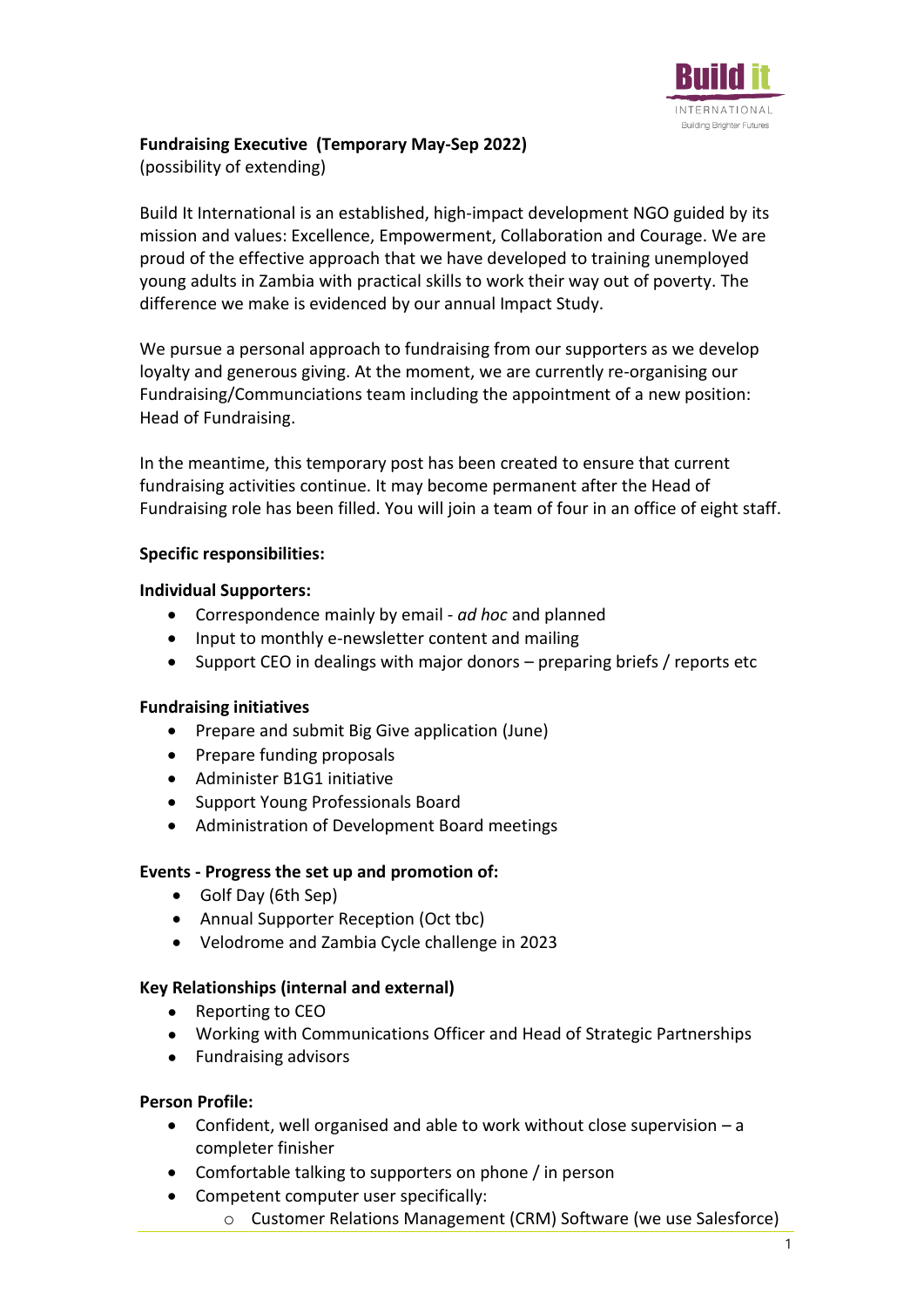## Fundraising Executive (Temporary May-Sep 2022)

(possibility of extending)

Build It International is an established, high-impact development NGO guided by its mission and values: Excellence, Empowerment, Collaboration and Courage. We are proud of the effective approach that we have developed to training unemployed young adults in Zambia with practical skills to work their way out of poverty. The difference we make is evidenced by our annual Impact Study.

We pursue a personal approach to fundraising from our supporters as we develop loyalty and generous giving. At the moment, we are currently re-organising our Fundraising/Communciations team including the appointment of a new position: Head of Fundraising.

In the meantime, this temporary post has been created to ensure that current fundraising activities continue. It may become permanent after the Head of Fundraising role has been filled. You will join a team of four in an office of eight staff.

**Specific responsibilities:**

**Individual Supporters:**

- Correspondence mainly by email - *ad hoc* and planned
- Input to monthly e-newsletter content and mailing
- Support CEO in dealings with major donors – preparing briefs / reports etc

**Fundraising initiatives**

- Prepare and submit Big Give application (June)
- Prepare funding proposals
- Administer B1G1 initiative
- Support Young Professionals Board
- Administration of Development Board meetings

**Events - Progress the set up and promotion of:**

- Golf Day (6th Sep)
- Annual Supporter Reception (Oct tbc)
- Velodrome and Zambia Cycle challenge in 2023

**Key Relationships (internal and external)**

- Reporting to CEO
- Working with Communications Officer and Head of Strategic Partnerships
- Fundraising advisors

**Person Profile:**

- Confident, well organised and able to work without close supervision – a completer finisher
- Comfortable talking to supporters on phone / in person
- Competent computer user specifically:
  - Customer Relations Management (CRM) Software (we use Salesforce)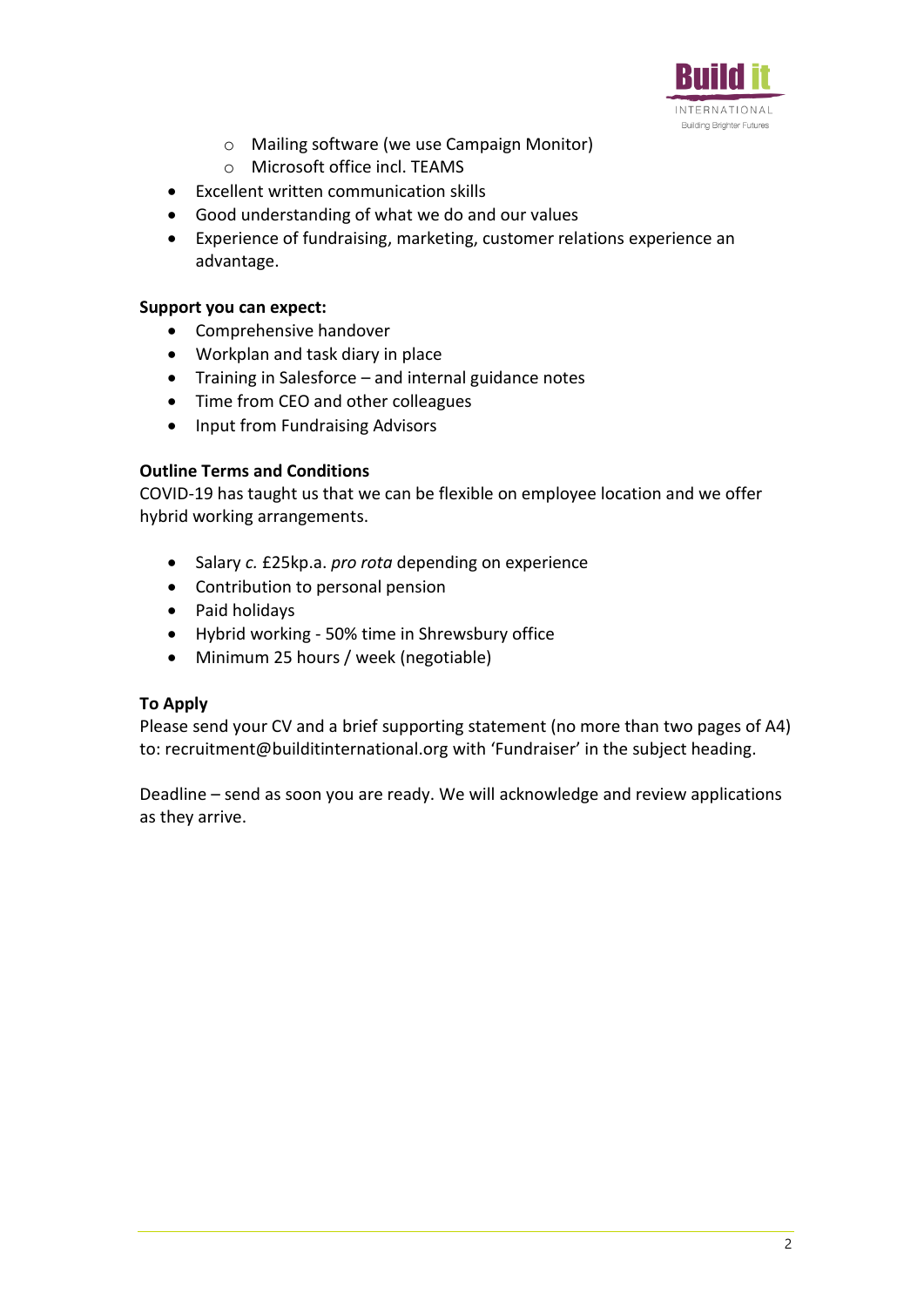- Mailing software (we use Campaign Monitor)
  - Microsoft office incl. TEAMS
- Excellent written communication skills
- Good understanding of what we do and our values
- Experience of fundraising, marketing, customer relations experience an advantage.

**Support you can expect:**

- Comprehensive handover
- Workplan and task diary in place
- Training in Salesforce – and internal guidance notes
- Time from CEO and other colleagues
- Input from Fundraising Advisors

**Outline Terms and Conditions**

COVID-19 has taught us that we can be flexible on employee location and we offer hybrid working arrangements.

- Salary *c.* £25kp.a. *pro rota* depending on experience
- Contribution to personal pension
- Paid holidays
- Hybrid working - 50% time in Shrewsbury office
- Minimum 25 hours / week (negotiable)

**To Apply**

Please send your CV and a brief supporting statement (no more than two pages of A4) to: recruitment@builditinternational.org with 'Fundraiser' in the subject heading.

Deadline – send as soon you are ready. We will acknowledge and review applications as they arrive.